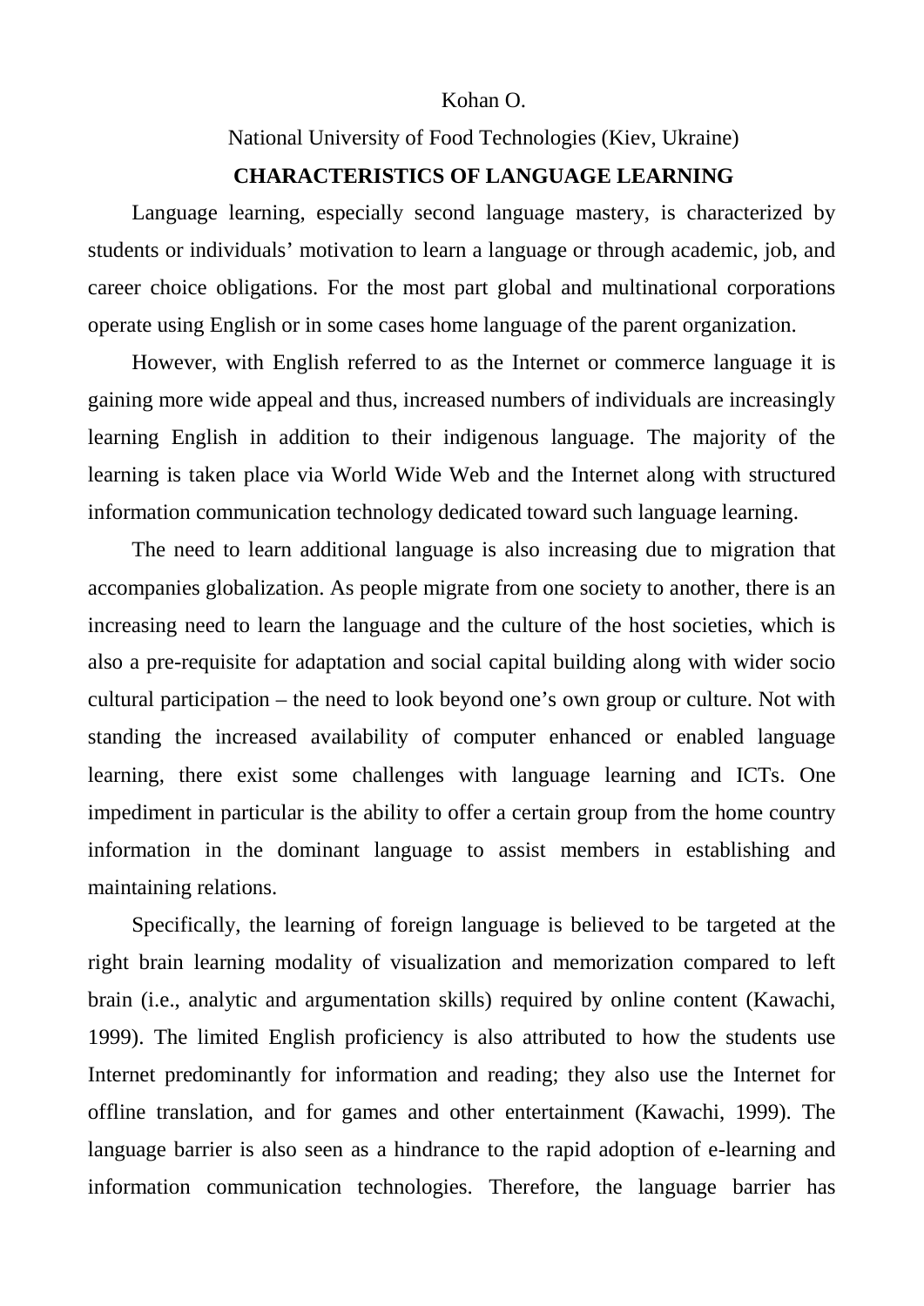Kohan O.

National University of Food Technologies (Kiev, Ukraine)

# CHARACTERISTICS OF LANGUAGE LEARNING

Language learning, especially second language mastery, is characterized by students or individuals' motivation to learn a language or through academic, job, and career choice obligations. For the most part global and multinational corporations operate using English or in some cases home language of the parent organization.

However, with English referred to as the Internet or commerce language it is gaining more wide appeal and thus, increased numbers of individuals are increasingly learning English in addition to their indigenous language. The majority of the learning is taken place via World Wide Web and the Internet along with structured information communication technology dedicated toward such language learning.

The need to learn additional language is also increasing due to migration that accompanies globalization. As people migrate from one society to another, there is an increasing need to learn the language and the culture of the host societies, which is also a pre-requisite for adaptation and social capital building along with wider socio cultural participation – the need to look beyond one's own group or culture. Not with standing the increased availability of computer enhanced or enabled language learning, there exist some challenges with language learning and ICTs. One impediment in particular is the ability to offer a certain group from the home country information in the dominant language to assist members in establishing and maintaining relations.

Specifically, the learning of foreign language is believed to be targeted at the right brain learning modality of visualization and memorization compared to left brain (i.e., analytic and argumentation skills) required by online content (Kawachi, 1999). The limited English proficiency is also attributed to how the students use Internet predominantly for information and reading; they also use the Internet for offline translation, and for games and other entertainment (Kawachi, 1999). The language barrier is also seen as a hindrance to the rapid adoption of e-learning and information communication technologies. Therefore, the language barrier has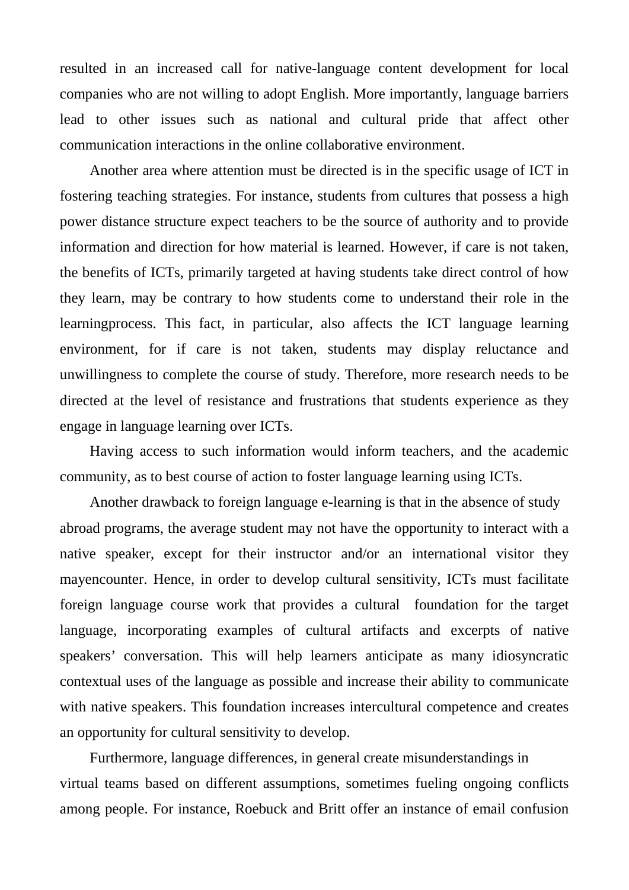resulted in an increased call for native-language content development for local companies who are not willing to adopt English. More importantly, language barriers lead to other issues such as national and cultural pride that affect other communication interactions in the online collaborative environment.

Another area where attention must be directed is in the specific usage of ICT in fostering teaching strategies. For instance, students from cultures that possess a high power distance structure expect teachers to be the source of authority and to provide information and direction for how material is learned. However, if care is not taken, the benefits of ICTs, primarily targeted at having students take direct control of how they learn, may be contrary to how students come to understand their role in the learningprocess. This fact, in particular, also affects the ICT language learning environment, for if care is not taken, students may display reluctance and unwillingness to complete the course of study. Therefore, more research needs to be directed at the level of resistance and frustrations that students experience as they engage in language learning over ICTs.

Having access to such information would inform teachers, and the academic community, as to best course of action to foster language learning using ICTs.

Another drawback to foreign language e-learning is that in the absence of study abroad programs, the average student may not have the opportunity to interact with a native speaker, except for their instructor and/or an international visitor they mayencounter. Hence, in order to develop cultural sensitivity, ICTs must facilitate foreign language course work that provides a cultural foundation for the target language, incorporating examples of cultural artifacts and excerpts of native speakers' conversation. This will help learners anticipate as many idiosyncratic contextual uses of the language as possible and increase their ability to communicate with native speakers. This foundation increases intercultural competence and creates an opportunity for cultural sensitivity to develop.

Furthermore, language differences, in general create misunderstandings in virtual teams based on different assumptions, sometimes fueling ongoing conflicts among people. For instance, Roebuck and Britt offer an instance of email confusion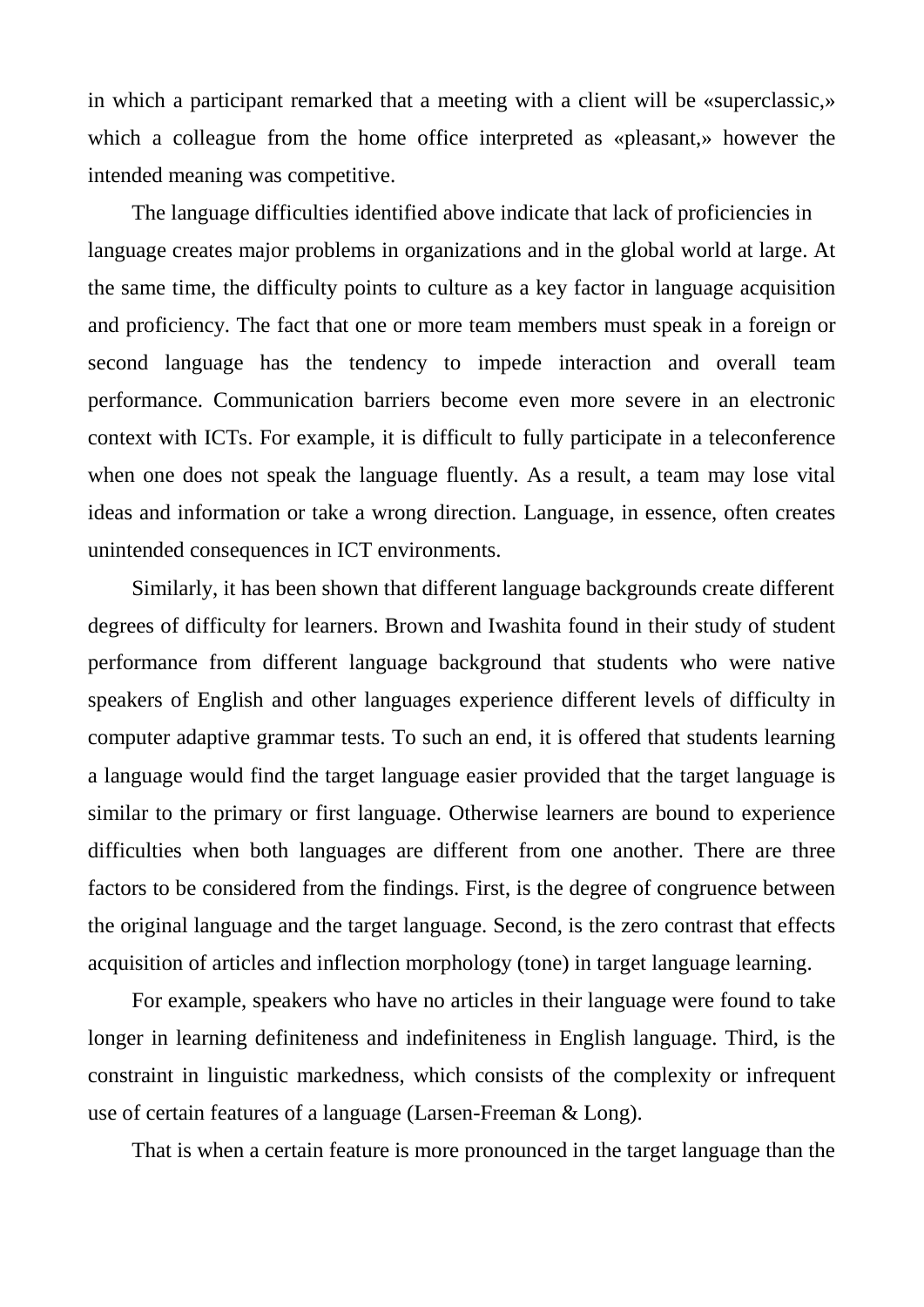in which a participant remarked that a meeting with a client will be «superclassic,» which a colleague from the home office interpreted as «pleasant,» however the intended meaning was competitive.

The language difficulties identified above indicate that lack of proficiencies in language creates major problems in organizations and in the global world at large. At the same time, the difficulty points to culture as a key factor in language acquisition and proficiency. The fact that one or more team members must speak in a foreign or second language has the tendency to impede interaction and overall team performance. Communication barriers become even more severe in an electronic context with ICTs. For example, it is difficult to fully participate in a teleconference when one does not speak the language fluently. As a result, a team may lose vital ideas and information or take a wrong direction. Language, in essence, often creates unintended consequences in ICT environments.

Similarly, it has been shown that different language backgrounds create different degrees of difficulty for learners. Brown and Iwashita found in their study of student performance from different language background that students who were native speakers of English and other languages experience different levels of difficulty in computer adaptive grammar tests. To such an end, it is offered that students learning a language would find the target language easier provided that the target language is similar to the primary or first language. Otherwise learners are bound to experience difficulties when both languages are different from one another. There are three factors to be considered from the findings. First, is the degree of congruence between the original language and the target language. Second, is the zero contrast that effects acquisition of articles and inflection morphology (tone) in target language learning.

For example, speakers who have no articles in their language were found to take longer in learning definiteness and indefiniteness in English language. Third, is the constraint in linguistic markedness, which consists of the complexity or infrequent use of certain features of a language (Larsen-Freeman & Long).

That is when a certain feature is more pronounced in the target language than the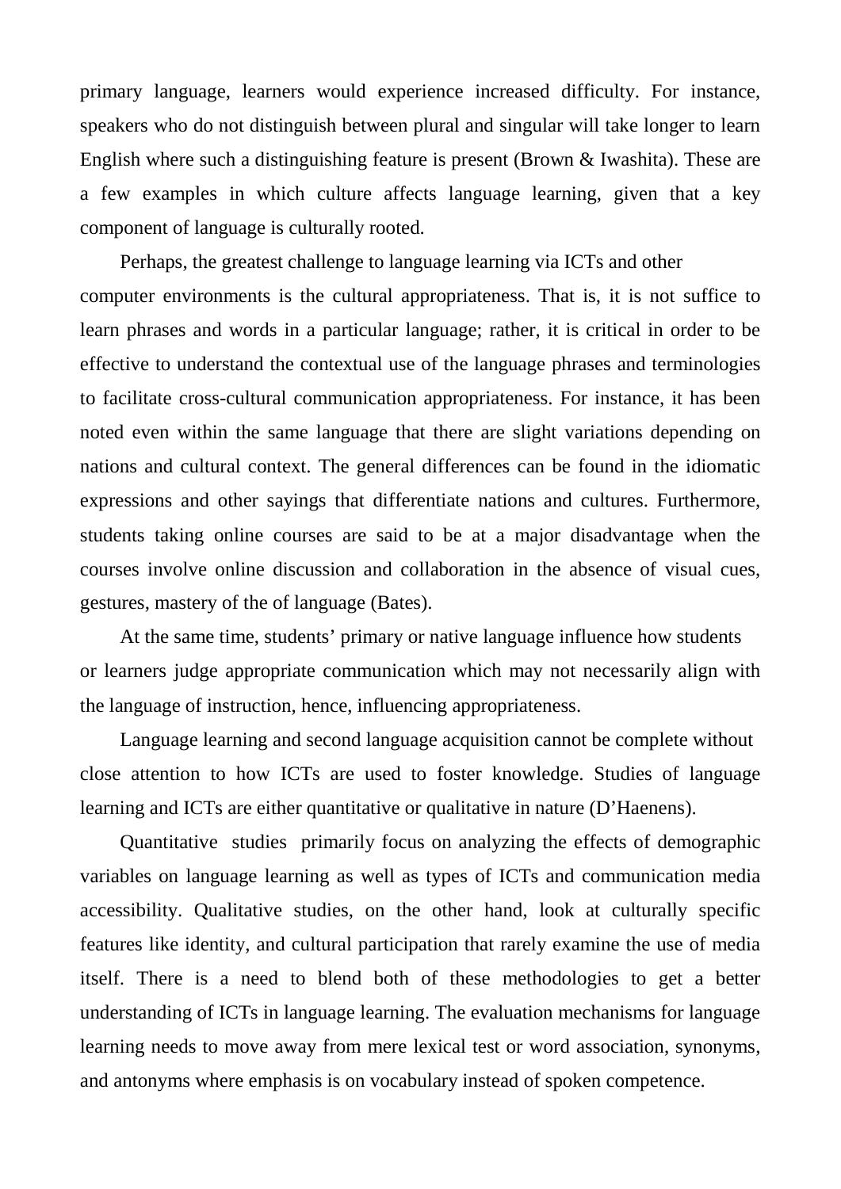primary language, learners would experience increased difficulty. For instance, speakers who do not distinguish between plural and singular will take longer to learn English where such a distinguishing feature is present (Brown & Iwashita). These are a few examples in which culture affects language learning, given that a key component of language is culturally rooted.

Perhaps, the greatest challenge to language learning via ICTs and other computer environments is the cultural appropriateness. That is, it is not suffice to learn phrases and words in a particular language; rather, it is critical in order to be effective to understand the contextual use of the language phrases and terminologies to facilitate cross-cultural communication appropriateness. For instance, it has been noted even within the same language that there are slight variations depending on nations and cultural context. The general differences can be found in the idiomatic expressions and other sayings that differentiate nations and cultures. Furthermore, students taking online courses are said to be at a major disadvantage when the courses involve online discussion and collaboration in the absence of visual cues, gestures, mastery of the of language (Bates).

At the same time, students' primary or native language influence how students or learners judge appropriate communication which may not necessarily align with the language of instruction, hence, influencing appropriateness.

Language learning and second language acquisition cannot be complete without close attention to how ICTs are used to foster knowledge. Studies of language learning and ICTs are either quantitative or qualitative in nature (D'Haenens).

Quantitative studies primarily focus on analyzing the effects of demographic variables on language learning as well as types of ICTs and communication media accessibility. Qualitative studies, on the other hand, look at culturally specific features like identity, and cultural participation that rarely examine the use of media itself. There is a need to blend both of these methodologies to get a better understanding of ICTs in language learning. The evaluation mechanisms for language learning needs to move away from mere lexical test or word association, synonyms, and antonyms where emphasis is on vocabulary instead of spoken competence.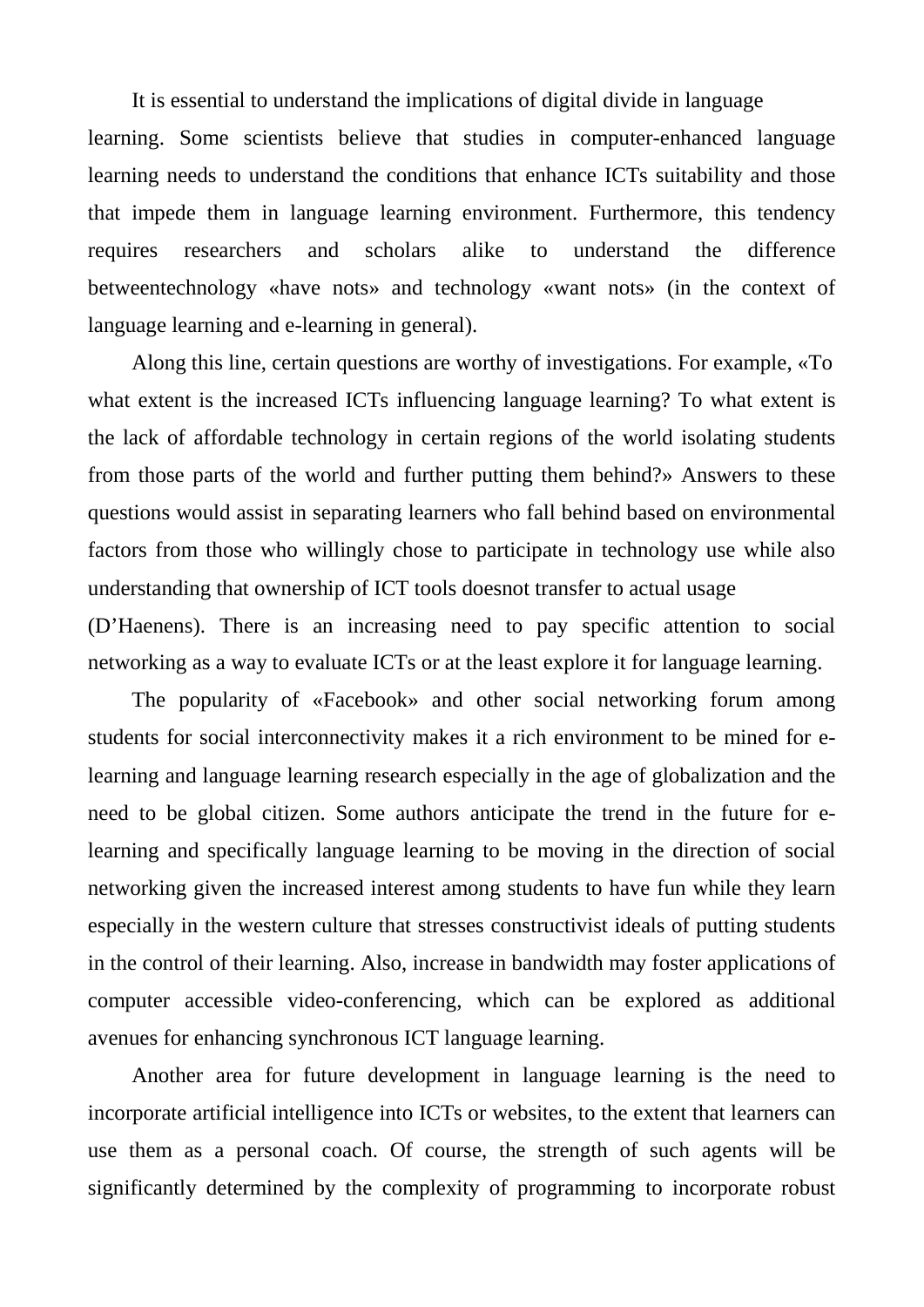It is essential to understand the implications of digital divide in language learning. Some scientists believe that studies in computer-enhanced language learning needs to understand the conditions that enhance ICTs suitability and those that impede them in language learning environment. Furthermore, this tendency requires researchers and scholars alike to understand the difference betweentechnology «have nots» and technology «want nots» (in the context of language learning and e-learning in general).

Along this line, certain questions are worthy of investigations. For example, «To what extent is the increased ICTs influencing language learning? To what extent is the lack of affordable technology in certain regions of the world isolating students from those parts of the world and further putting them behind?» Answers to these questions would assist in separating learners who fall behind based on environmental factors from those who willingly chose to participate in technology use while also understanding that ownership of ICT tools doesnot transfer to actual usage (D'Haenens). There is an increasing need to pay specific attention to social networking as a way to evaluate ICTs or at the least explore it for language learning.

The popularity of «Facebook» and other social networking forum among students for social interconnectivity makes it a rich environment to be mined for e-learning and language learning research especially in the age of globalization and the need to be global citizen. Some authors anticipate the trend in the future for e-learning and specifically language learning to be moving in the direction of social networking given the increased interest among students to have fun while they learn especially in the western culture that stresses constructivist ideals of putting students in the control of their learning. Also, increase in bandwidth may foster applications of computer accessible video-conferencing, which can be explored as additional avenues for enhancing synchronous ICT language learning.

Another area for future development in language learning is the need to incorporate artificial intelligence into ICTs or websites, to the extent that learners can use them as a personal coach. Of course, the strength of such agents will be significantly determined by the complexity of programming to incorporate robust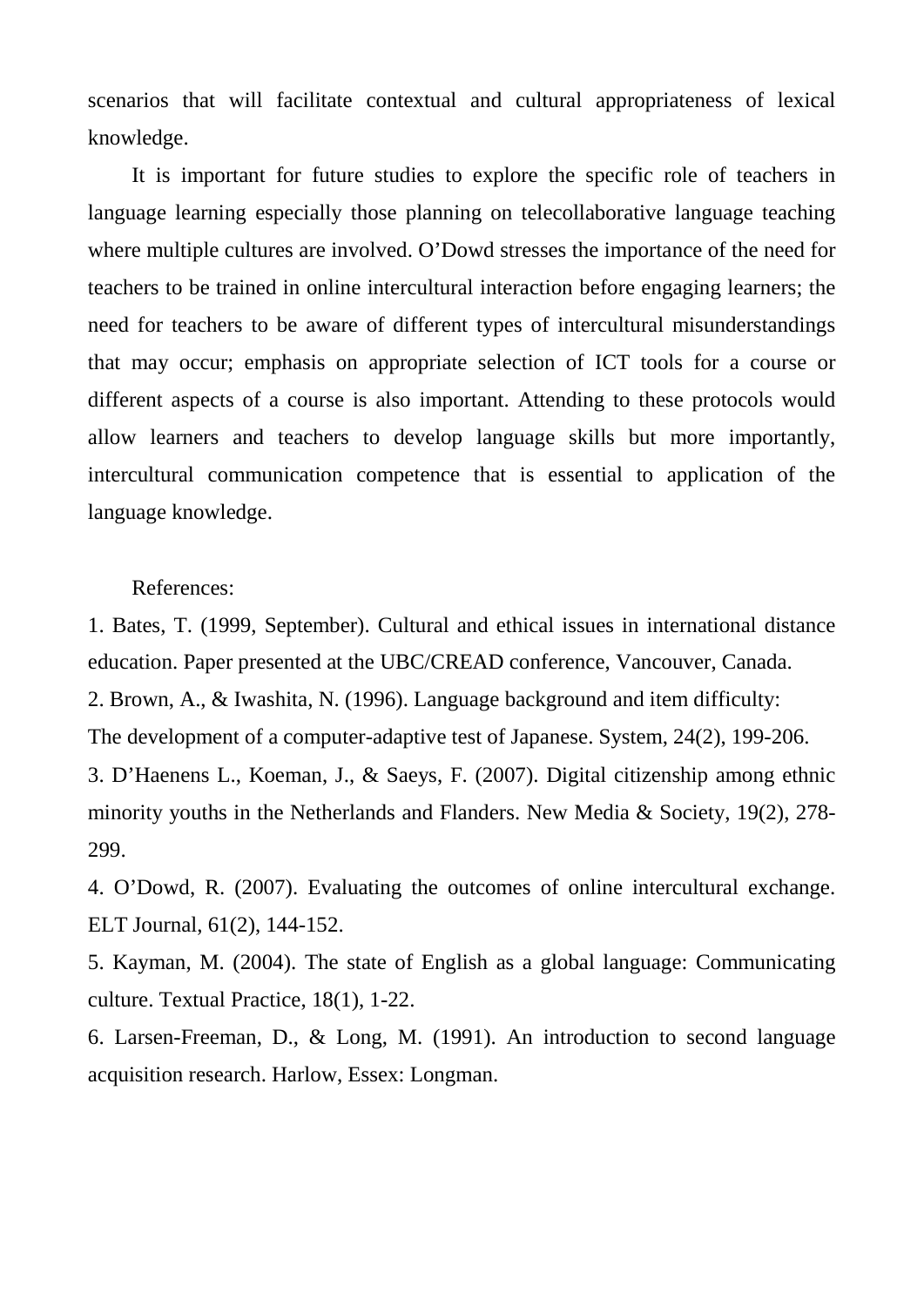scenarios that will facilitate contextual and cultural appropriateness of lexical knowledge.

It is important for future studies to explore the specific role of teachers in language learning especially those planning on telecollaborative language teaching where multiple cultures are involved. O'Dowd stresses the importance of the need for teachers to be trained in online intercultural interaction before engaging learners; the need for teachers to be aware of different types of intercultural misunderstandings that may occur; emphasis on appropriate selection of ICT tools for a course or different aspects of a course is also important. Attending to these protocols would allow learners and teachers to develop language skills but more importantly, intercultural communication competence that is essential to application of the language knowledge.

References:

1. Bates, T. (1999, September). Cultural and ethical issues in international distance education. Paper presented at the UBC/CREAD conference, Vancouver, Canada.
2. Brown, A., & Iwashita, N. (1996). Language background and item difficulty: The development of a computer-adaptive test of Japanese. System, 24(2), 199-206.
3. D'Haenens L., Koeman, J., & Saeys, F. (2007). Digital citizenship among ethnic minority youths in the Netherlands and Flanders. New Media & Society, 19(2), 278-299.
4. O'Dowd, R. (2007). Evaluating the outcomes of online intercultural exchange. ELT Journal, 61(2), 144-152.
5. Kayman, M. (2004). The state of English as a global language: Communicating culture. Textual Practice, 18(1), 1-22.
6. Larsen-Freeman, D., & Long, M. (1991). An introduction to second language acquisition research. Harlow, Essex: Longman.